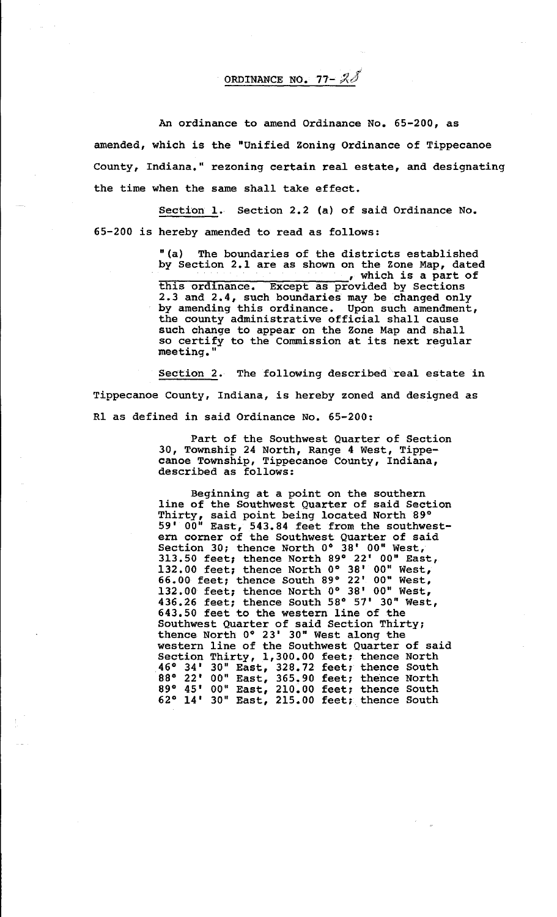ORDINANCE NO. 77- 23

An ordinance to amend Ordinance No. 65-200, as amended, which is the "Unified Zoning Ordinance of Tippecanoe County, Indiana." rezoning certain real estate, and designating the time when the same shall take effect.

Section 1. Section 2.2 (a) of said Ordinance No. 65-200 is hereby amended to read as follows:

> "(a) The boundaries of the districts established by Section 2.1 are as shown on the Zone Map, dated \_\_\_\_\_\_\_\_\_\_\_\_\_\_\_\_\_\_\_\_\_\_\_\_, which is a part of this ordinance. Except as provided by Sections 2.3 and 2.4, such boundaries may be changed only by amending this ordinance. Upon such amendment, the county administrative official shall cause such change to appear on the Zone Map and shall so certify to the Commission at its next regular meeting."

Section 2. The following described real estate in Tippecanoe County, Indiana, is hereby zoned and designed as R1 as defined in said Ordinance No. 65-200:

> Part of the Southwest Quarter of Section 30, Township 24 North, Range 4 West, Tippecanoe Township, Tippecanoe County, Indiana, described as follows:
>
> Beginning at a point on the southern line of the Southwest Quarter of said Section Thirty, said point being located North 89° 59' 00" East, 543.84 feet from the southwestern corner of the Southwest Quarter of said Section 30; thence North 0° 38' 00" West, 313.50 feet; thence North 89° 22' 00" East, 132.00 feet; thence North 0° 38' 00" West, 66.00 feet; thence South 89° 22' 00" West, 132.00 feet; thence North 0° 38' 00" West, 436.26 feet; thence South 58° 57' 30" West, 643.50 feet to the western line of the Southwest Quarter of said Section Thirty; thence North 0° 23' 30" West along the western line of the Southwest Quarter of said Section Thirty, 1,300.00 feet; thence North 46° 34' 30" East, 328.72 feet; thence South 88° 22' 00" East, 365.90 feet; thence North 89° 45' 00" East, 210.00 feet; thence South 62° 14' 30" East, 215.00 feet; thence South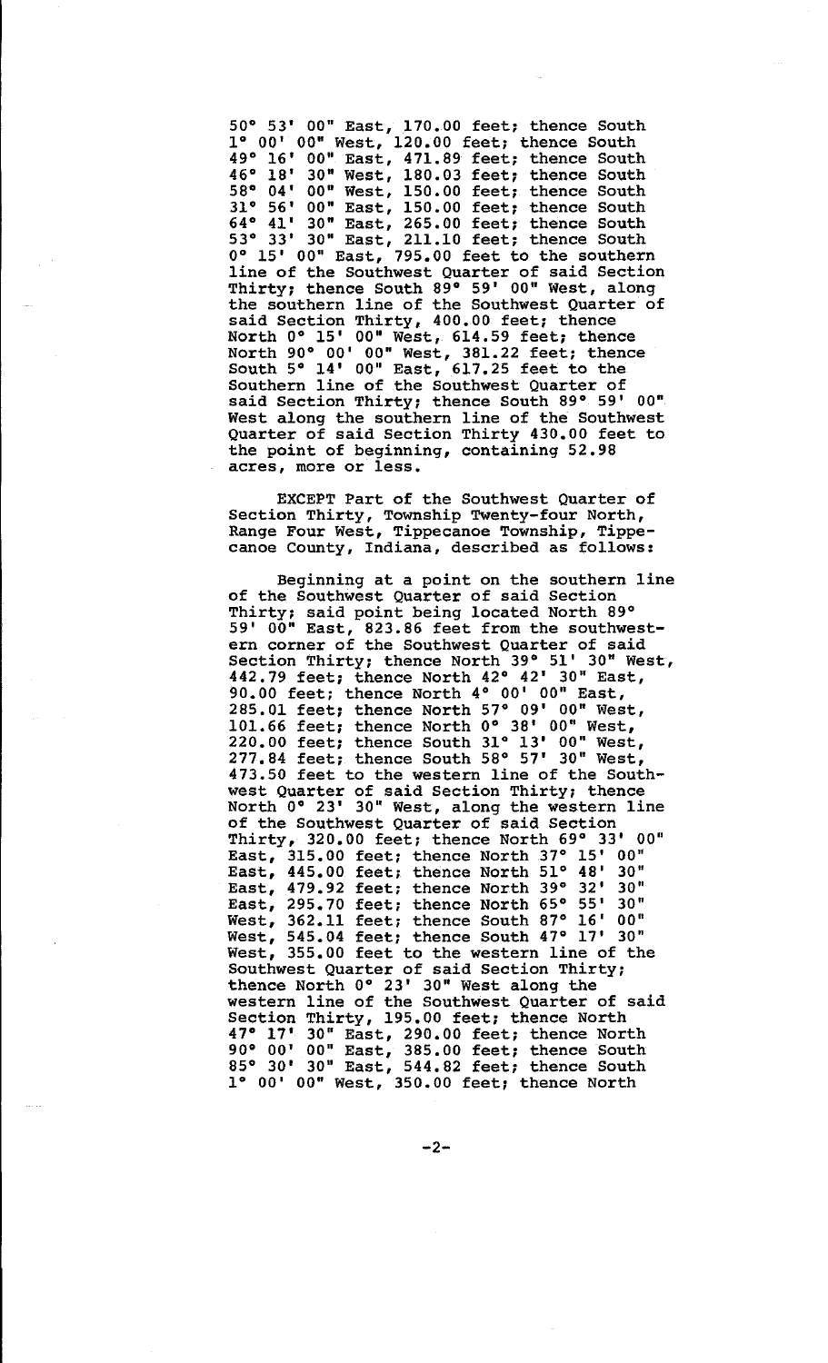50° 53' 00" East, 170.00 feet; thence South 1° 00' 00" West, 120.00 feet; thence South 49° 16' 00" East, 471.89 feet; thence South 46° 18' 30" West, 180.03 feet; thence South 58° 04' 00" West, 150.00 feet; thence South 31° 56' 00" East, 150.00 feet; thence South 64° 41' 30" East, 265.00 feet; thence South 53° 33' 30" East, 211.10 feet; thence South 0° 15' 00" East, 795.00 feet to the southern line of the Southwest Quarter of said Section Thirty; thence South 89° 59' 00" West, along the southern line of the Southwest Quarter of said Section Thirty, 400.00 feet; thence North 0° 15' 00" West, 614.59 feet; thence North 90° 00' 00" West, 381.22 feet; thence South 5° 14' 00" East, 617.25 feet to the Southern line of the Southwest Quarter of said Section Thirty; thence South 89° 59' 00" West along the southern line of the Southwest Quarter of said Section Thirty 430.00 feet to the point of beginning, containing 52.98 acres, more or less.

EXCEPT Part of the Southwest Quarter of Section Thirty, Township Twenty-four North, Range Four West, Tippecanoe Township, Tippecanoe County, Indiana, described as follows:

Beginning at a point on the southern line of the Southwest Quarter of said Section Thirty; said point being located North 89° 59' 00" East, 823.86 feet from the southwestern corner of the Southwest Quarter of said Section Thirty; thence North 39° 51' 30" West, 442.79 feet; thence North 42° 42' 30" East, 90.00 feet; thence North 4° 00' 00" East, 285.01 feet; thence North 57° 09' 00" West, 101.66 feet; thence North 0° 38' 00" West, 220.00 feet; thence South 31° 13' 00" West, 277.84 feet; thence South 58° 57' 30" West, 473.50 feet to the western line of the Southwest Quarter of said Section Thirty; thence North 0° 23' 30" West, along the western line of the Southwest Quarter of said Section Thirty, 320.00 feet; thence North 69° 33' 00" East, 315.00 feet; thence North 37° 15' 00" East, 445.00 feet; thence North 51° 48' 30" East, 479.92 feet; thence North 39° 32' 30" East, 295.70 feet; thence North 65° 55' 30" West, 362.11 feet; thence South 87° 16' 00" West, 545.04 feet; thence South 47° 17' 30" West, 355.00 feet to the western line of the Southwest Quarter of said Section Thirty; thence North 0° 23' 30" West along the western line of the Southwest Quarter of said Section Thirty, 195.00 feet; thence North 47° 17' 30" East, 290.00 feet; thence North 90° 00' 00" East, 385.00 feet; thence South 85° 30' 30" East, 544.82 feet; thence South 1° 00' 00" West, 350.00 feet; thence North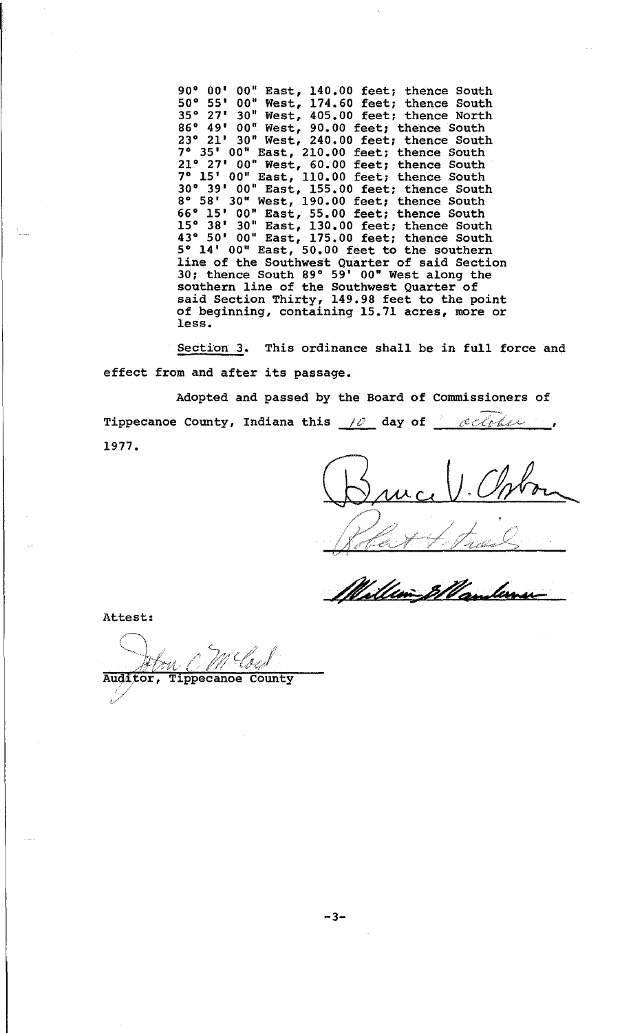90° 00' 00" East, 140.00 feet; thence South 50° 55' 00" West, 174.60 feet; thence South 35° 27' 30" West, 405.00 feet; thence North 86° 49' 00" West, 90.00 feet; thence South 23° 21' 30" West, 240.00 feet; thence South 7° 35' 00" East, 210.00 feet; thence South 21° 27' 00" West, 60.00 feet; thence South 7° 15' 00" East, 110.00 feet; thence South 30° 39' 00" East, 155.00 feet; thence South 8° 58' 30" West, 190.00 feet; thence South 66° 15' 00" East, 55.00 feet; thence South 15° 38' 30" East, 130.00 feet; thence South 43° 50' 00" East, 175.00 feet; thence South 5° 14' 00" East, 50.00 feet to the southern line of the Southwest Quarter of said Section 30; thence South 89° 59' 00" West along the southern line of the Southwest Quarter of said Section Thirty, 149.98 feet to the point of beginning, containing 15.71 acres, more or less.

Section 3. This ordinance shall be in full force and effect from and after its passage.

Adopted and passed by the Board of Commissioners of Tippecanoe County, Indiana this 10 day of October, 1977.

Bruce V. Osborn

Robert F. Fields

William E. Vanderveen

Attest:

John C. McCord

Auditor, Tippecanoe County